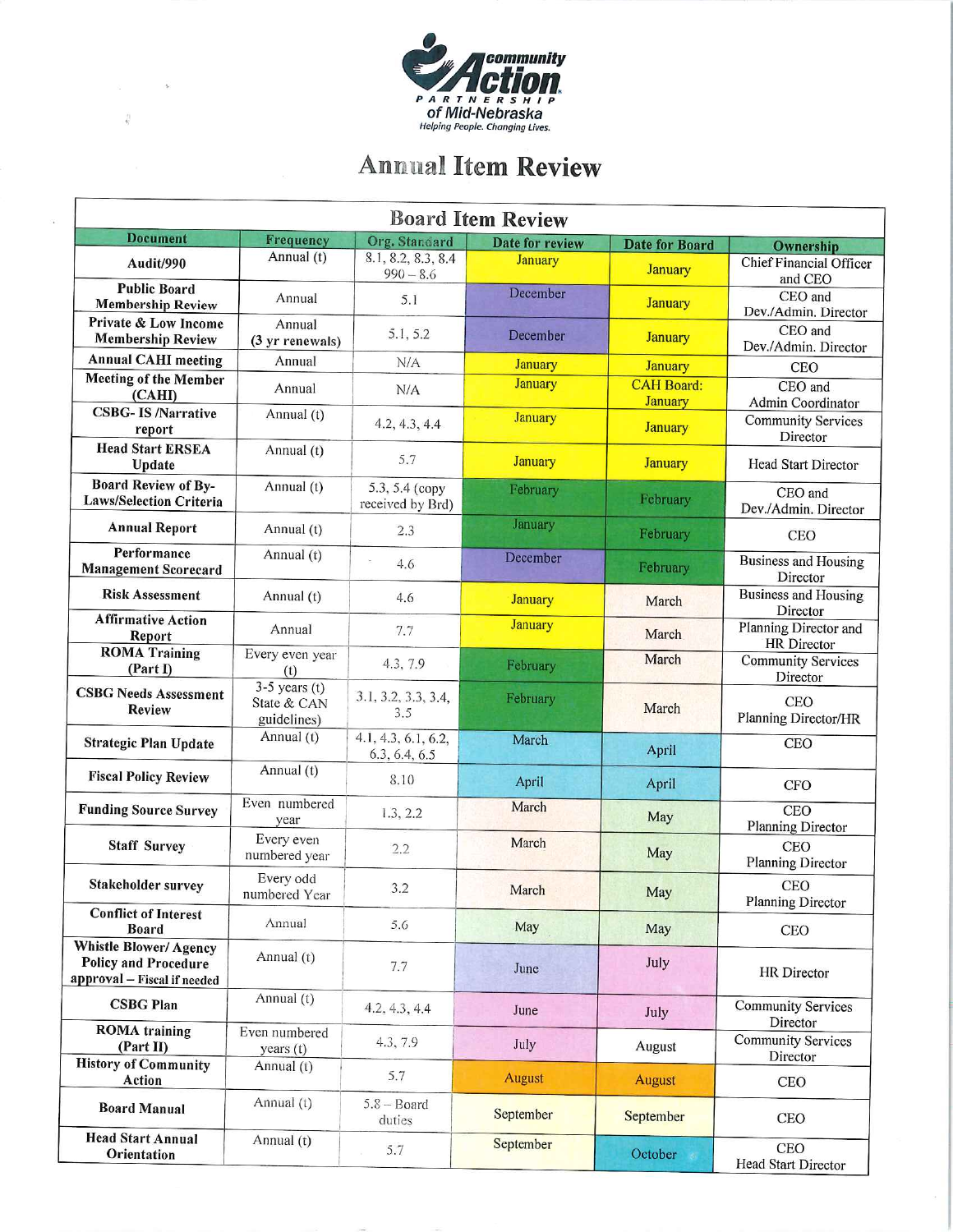Community Action Partnership of Mid-Nebraska
*Helping People. Changing Lives.*

# Annual Item Review

## Board Item Review

| Document | Frequency | Org. Standard | Date for review | Date for Board | Ownership |
|---|---|---|---|---|---|
| Audit/990 | Annual (t) | 8.1, 8.2, 8.3, 8.4 990 – 8.6 | January | January | Chief Financial Officer and CEO |
| Public Board Membership Review | Annual | 5.1 | December | January | CEO and Dev./Admin. Director |
| Private & Low Income Membership Review | Annual (3 yr renewals) | 5.1, 5.2 | December | January | CEO and Dev./Admin. Director |
| Annual CAHI meeting | Annual | N/A | January | January | CEO |
| Meeting of the Member (CAHI) | Annual | N/A | January | CAH Board: January | CEO and Admin Coordinator |
| CSBG- IS /Narrative report | Annual (t) | 4.2, 4.3, 4.4 | January | January | Community Services Director |
| Head Start ERSEA Update | Annual (t) | 5.7 | January | January | Head Start Director |
| Board Review of By-Laws/Selection Criteria | Annual (t) | 5.3, 5.4 (copy received by Brd) | February | February | CEO and Dev./Admin. Director |
| Annual Report | Annual (t) | 2.3 | January | February | CEO |
| Performance Management Scorecard | Annual (t) | 4.6 | December | February | Business and Housing Director |
| Risk Assessment | Annual (t) | 4.6 | January | March | Business and Housing Director |
| Affirmative Action Report | Annual | 7.7 | January | March | Planning Director and HR Director |
| ROMA Training (Part I) | Every even year (t) | 4.3, 7.9 | February | March | Community Services Director |
| CSBG Needs Assessment Review | 3-5 years (t) State & CAN guidelines) | 3.1, 3.2, 3.3, 3.4, 3.5 | February | March | CEO Planning Director/HR |
| Strategic Plan Update | Annual (t) | 4.1, 4.3, 6.1, 6.2, 6.3, 6.4, 6.5 | March | April | CEO |
| Fiscal Policy Review | Annual (t) | 8.10 | April | April | CFO |
| Funding Source Survey | Even numbered year | 1.3, 2.2 | March | May | CEO Planning Director |
| Staff Survey | Every even numbered year | 2.2 | March | May | CEO Planning Director |
| Stakeholder survey | Every odd numbered Year | 3.2 | March | May | CEO Planning Director |
| Conflict of Interest Board | Annual | 5.6 | May | May | CEO |
| Whistle Blower/ Agency Policy and Procedure approval – Fiscal if needed | Annual (t) | 7.7 | June | July | HR Director |
| CSBG Plan | Annual (t) | 4.2, 4.3, 4.4 | June | July | Community Services Director |
| ROMA training (Part II) | Even numbered years (t) | 4.3, 7.9 | July | August | Community Services Director |
| History of Community Action | Annual (t) | 5.7 | August | August | CEO |
| Board Manual | Annual (t) | 5.8 – Board duties | September | September | CEO |
| Head Start Annual Orientation | Annual (t) | 5.7 | September | October | CEO Head Start Director |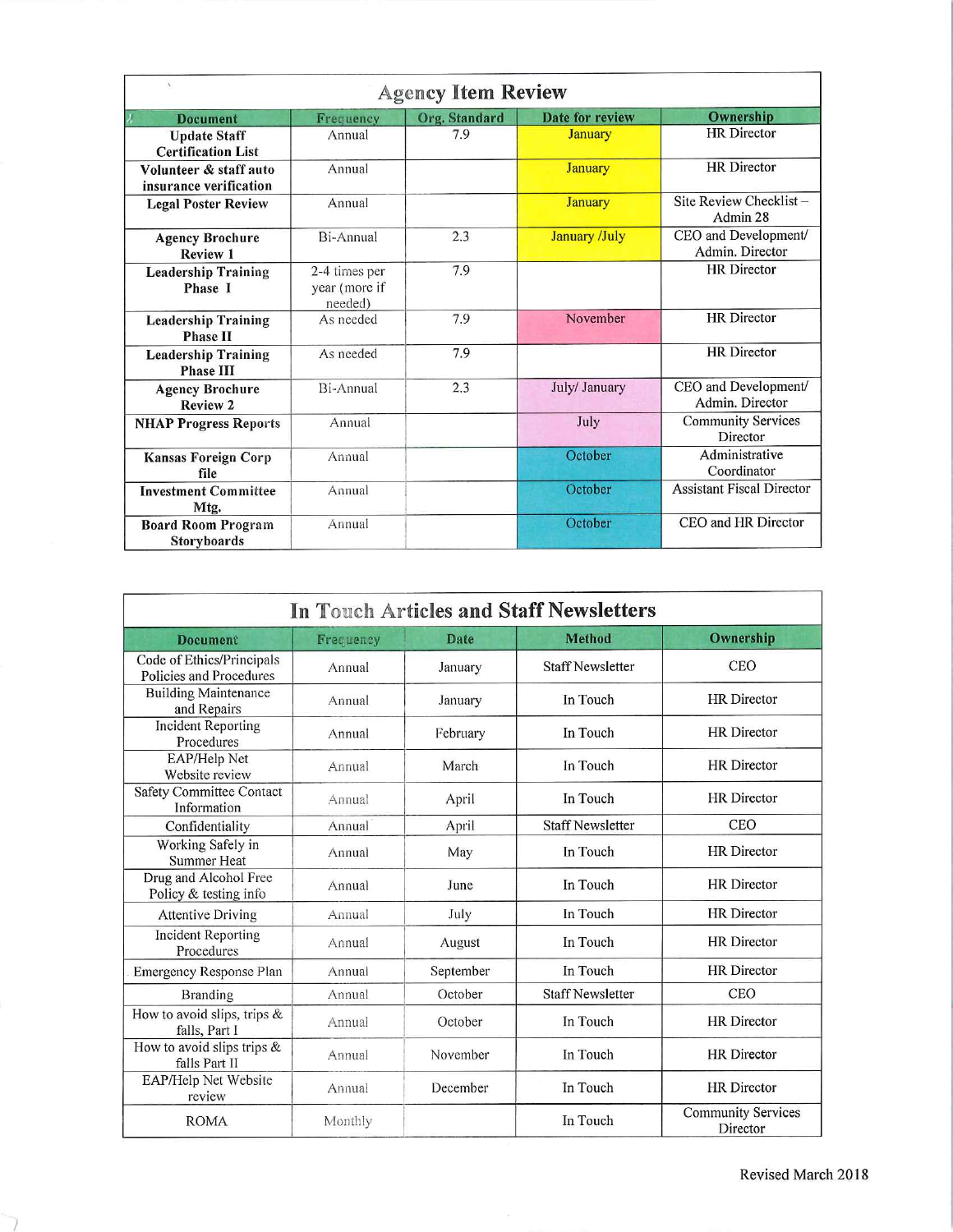| Agency Item Review | | | | |
|---|---|---|---|---|
| **Document** | **Frequency** | **Org. Standard** | **Date for review** | **Ownership** |
| **Update Staff Certification List** | Annual | 7.9 | January | HR Director |
| **Volunteer & staff auto insurance verification** | Annual | | January | HR Director |
| **Legal Poster Review** | Annual | | January | Site Review Checklist – Admin 28 |
| **Agency Brochure Review 1** | Bi-Annual | 2.3 | January /July | CEO and Development/ Admin. Director |
| **Leadership Training Phase I** | 2-4 times per year (more if needed) | 7.9 | | HR Director |
| **Leadership Training Phase II** | As needed | 7.9 | November | HR Director |
| **Leadership Training Phase III** | As needed | 7.9 | | HR Director |
| **Agency Brochure Review 2** | Bi-Annual | 2.3 | July/ January | CEO and Development/ Admin. Director |
| **NHAP Progress Reports** | Annual | | July | Community Services Director |
| **Kansas Foreign Corp file** | Annual | | October | Administrative Coordinator |
| **Investment Committee Mtg.** | Annual | | October | Assistant Fiscal Director |
| **Board Room Program Storyboards** | Annual | | October | CEO and HR Director |

| In Touch Articles and Staff Newsletters | | | | |
|---|---|---|---|---|
| **Document** | **Frequency** | **Date** | **Method** | **Ownership** |
| Code of Ethics/Principals Policies and Procedures | Annual | January | Staff Newsletter | CEO |
| Building Maintenance and Repairs | Annual | January | In Touch | HR Director |
| Incident Reporting Procedures | Annual | February | In Touch | HR Director |
| EAP/Help Net Website review | Annual | March | In Touch | HR Director |
| Safety Committee Contact Information | Annual | April | In Touch | HR Director |
| Confidentiality | Annual | April | Staff Newsletter | CEO |
| Working Safely in Summer Heat | Annual | May | In Touch | HR Director |
| Drug and Alcohol Free Policy & testing info | Annual | June | In Touch | HR Director |
| Attentive Driving | Annual | July | In Touch | HR Director |
| Incident Reporting Procedures | Annual | August | In Touch | HR Director |
| Emergency Response Plan | Annual | September | In Touch | HR Director |
| Branding | Annual | October | Staff Newsletter | CEO |
| How to avoid slips, trips & falls, Part I | Annual | October | In Touch | HR Director |
| How to avoid slips trips & falls Part II | Annual | November | In Touch | HR Director |
| EAP/Help Net Website review | Annual | December | In Touch | HR Director |
| ROMA | Monthly | | In Touch | Community Services Director |

Revised March 2018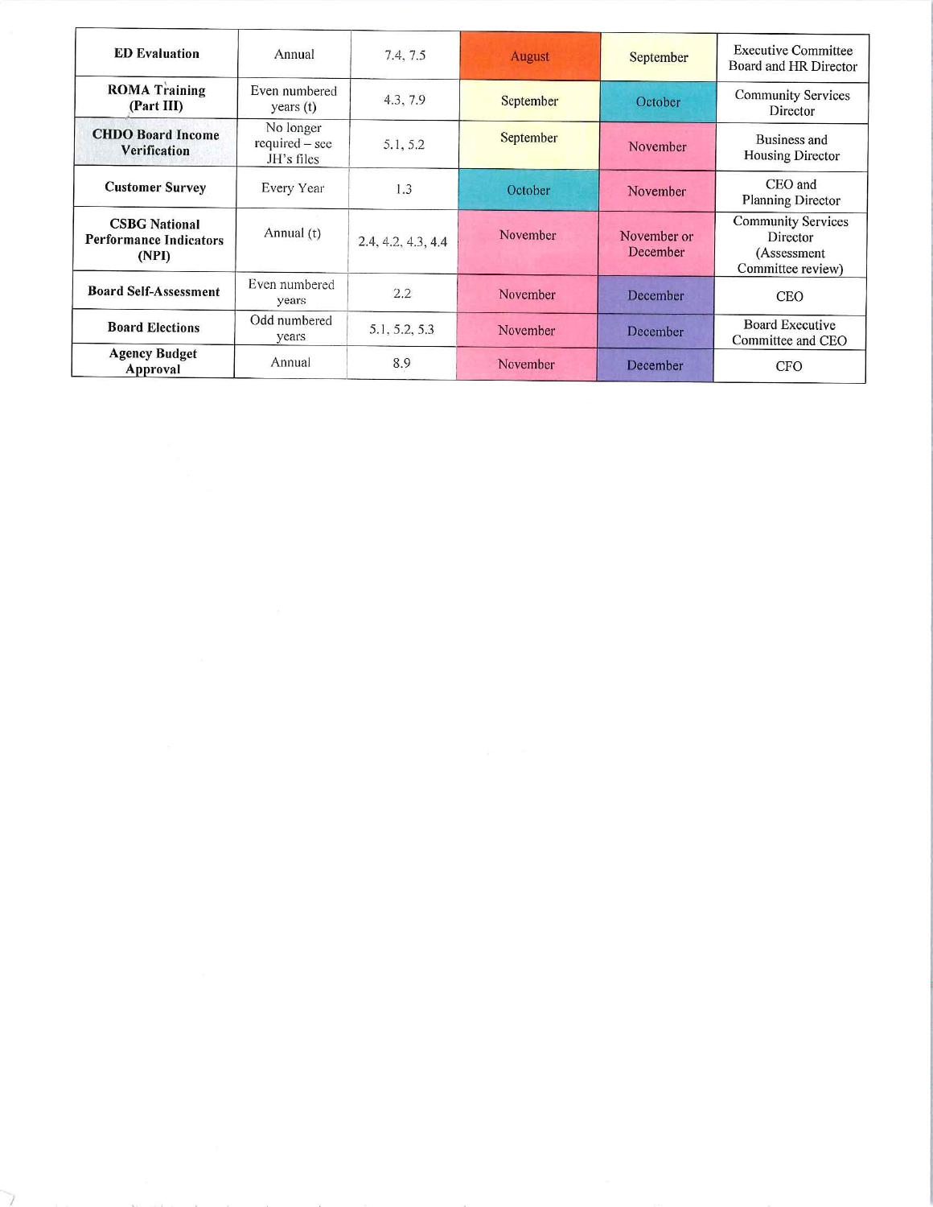| | | | | | |
|---|---|---|---|---|---|
| **ED Evaluation** | Annual | 7.4, 7.5 | August | September | Executive Committee Board and HR Director |
| **ROMA Training (Part III)** | Even numbered years (t) | 4.3, 7.9 | September | October | Community Services Director |
| **CHDO Board Income Verification** | No longer required – see JH's files | 5.1, 5.2 | September | November | Business and Housing Director |
| **Customer Survey** | Every Year | 1.3 | October | November | CEO and Planning Director |
| **CSBG National Performance Indicators (NPI)** | Annual (t) | 2.4, 4.2, 4.3, 4.4 | November | November or December | Community Services Director (Assessment Committee review) |
| **Board Self-Assessment** | Even numbered years | 2.2 | November | December | CEO |
| **Board Elections** | Odd numbered years | 5.1, 5.2, 5.3 | November | December | Board Executive Committee and CEO |
| **Agency Budget Approval** | Annual | 8.9 | November | December | CFO |